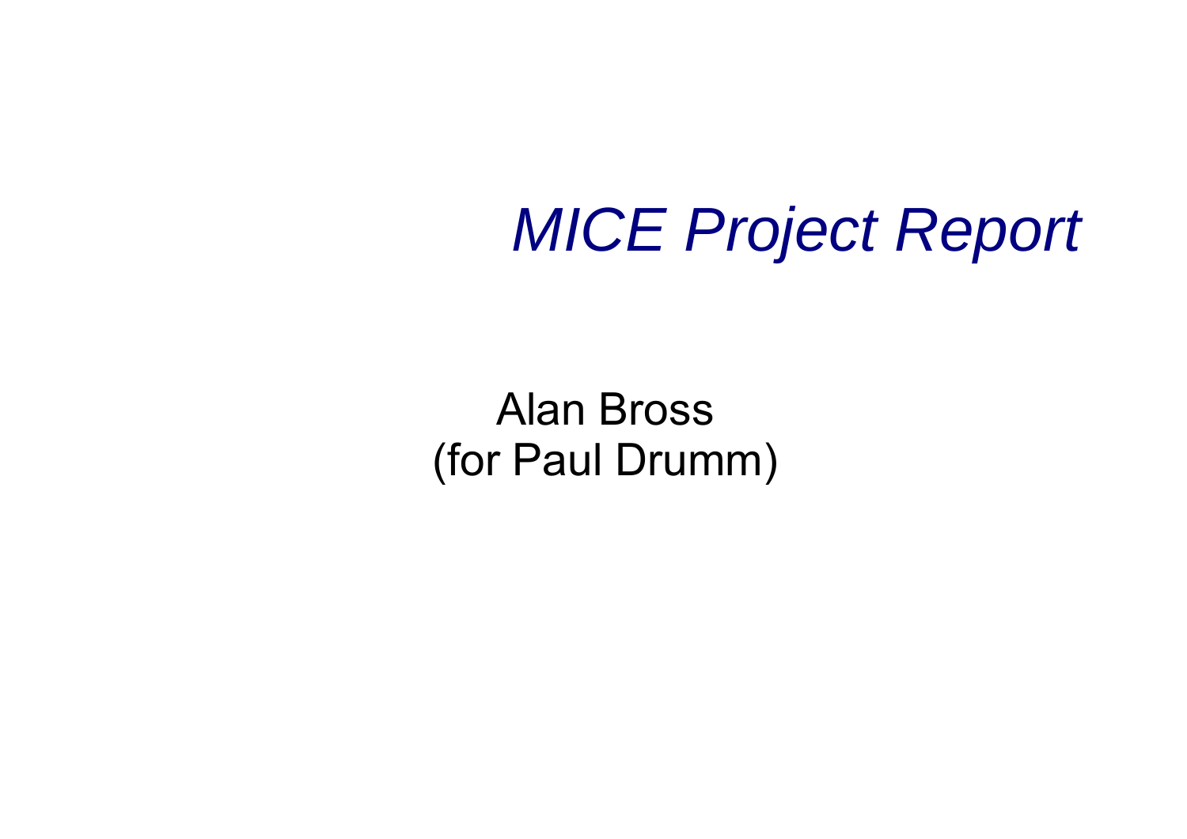# *MICE Project Report*

Alan Bross
(for Paul Drumm)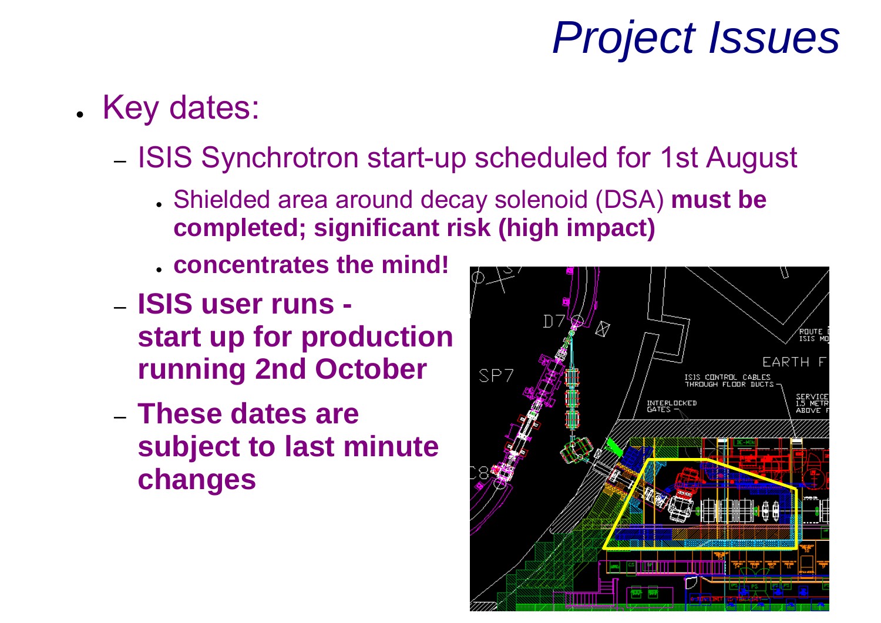# *Project Issues*

- Key dates:
  - ISIS Synchrotron start-up scheduled for 1st August
    - Shielded area around decay solenoid (DSA) **must be completed; significant risk (high impact)**
    - **concentrates the mind!**
  - **ISIS user runs - start up for production running 2nd October**
  - **These dates are subject to last minute changes**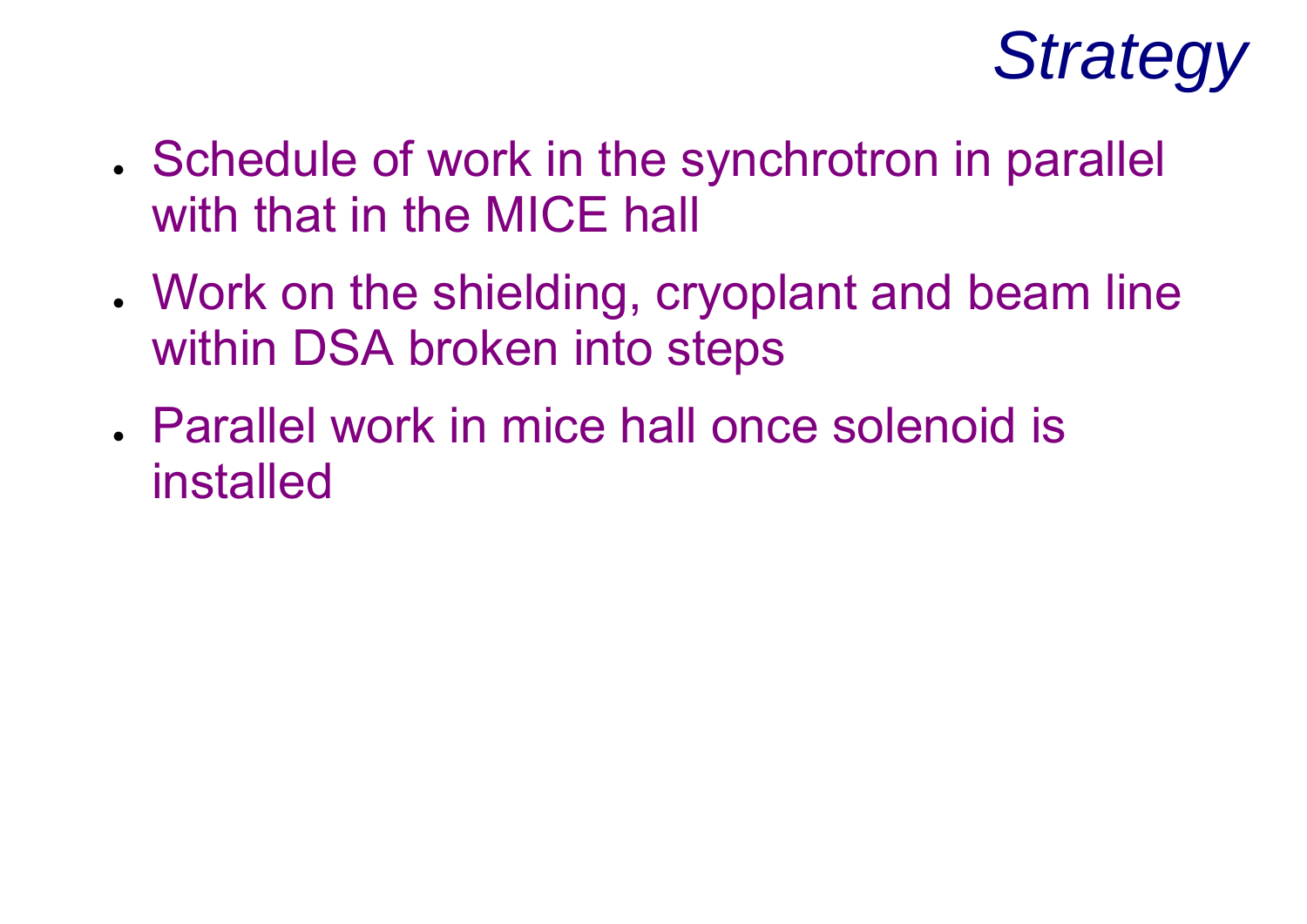# *Strategy*

- Schedule of work in the synchrotron in parallel with that in the MICE hall
- Work on the shielding, cryoplant and beam line within DSA broken into steps
- Parallel work in mice hall once solenoid is installed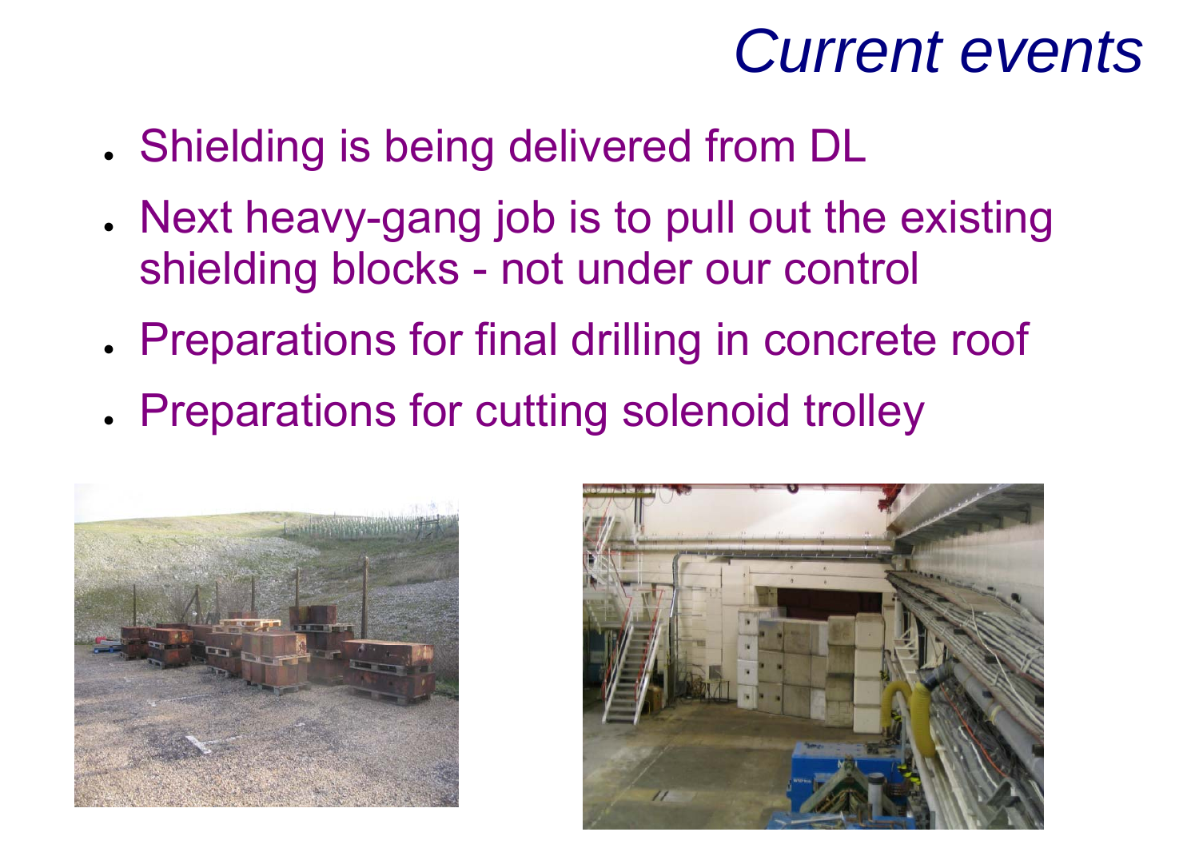# *Current events*

- Shielding is being delivered from DL
- Next heavy-gang job is to pull out the existing shielding blocks - not under our control
- Preparations for final drilling in concrete roof
- Preparations for cutting solenoid trolley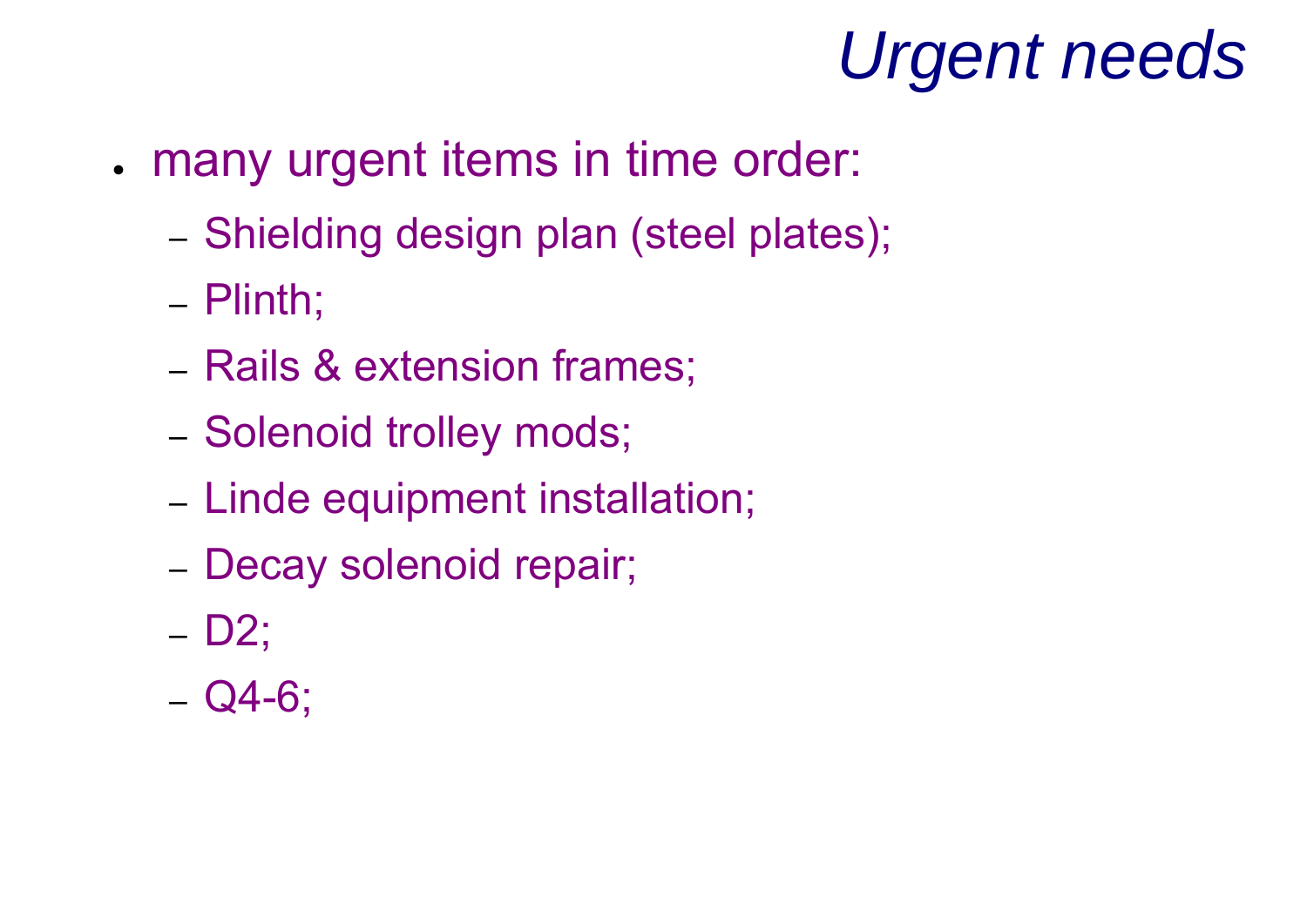# *Urgent needs*

- many urgent items in time order:
  - Shielding design plan (steel plates);
  - Plinth;
  - Rails & extension frames;
  - Solenoid trolley mods;
  - Linde equipment installation;
  - Decay solenoid repair;
  - D2;
  - Q4-6;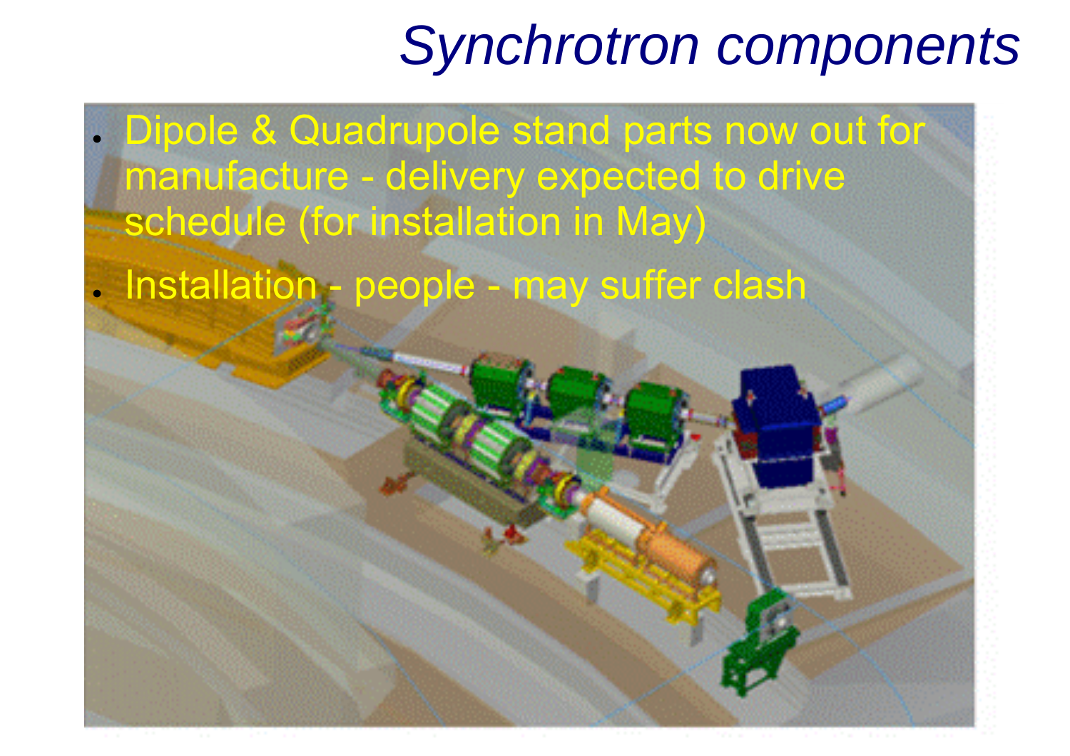# Synchrotron components

- Dipole & Quadrupole stand parts now out for manufacture - delivery expected to drive schedule (for installation in May)
- Installation - people - may suffer clash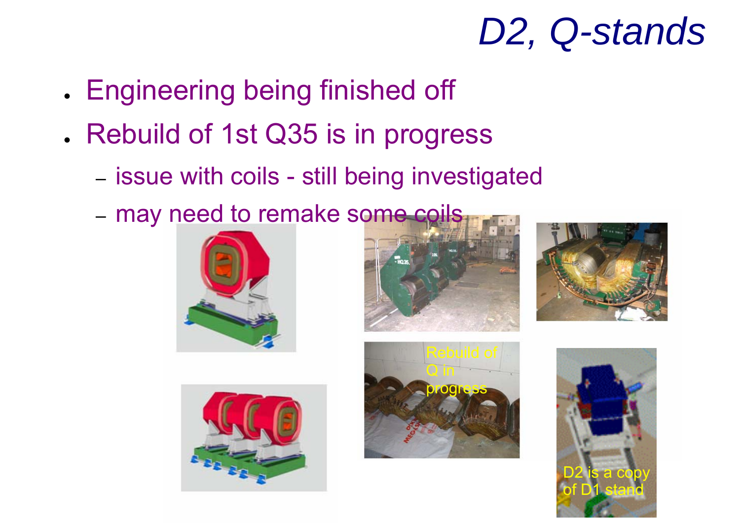# D2, Q-stands

- Engineering being finished off
- Rebuild of 1st Q35 is in progress
  - issue with coils - still being investigated
  - may need to remake some coils

Rebuild of Q in progress

D2 is a copy of D1 stand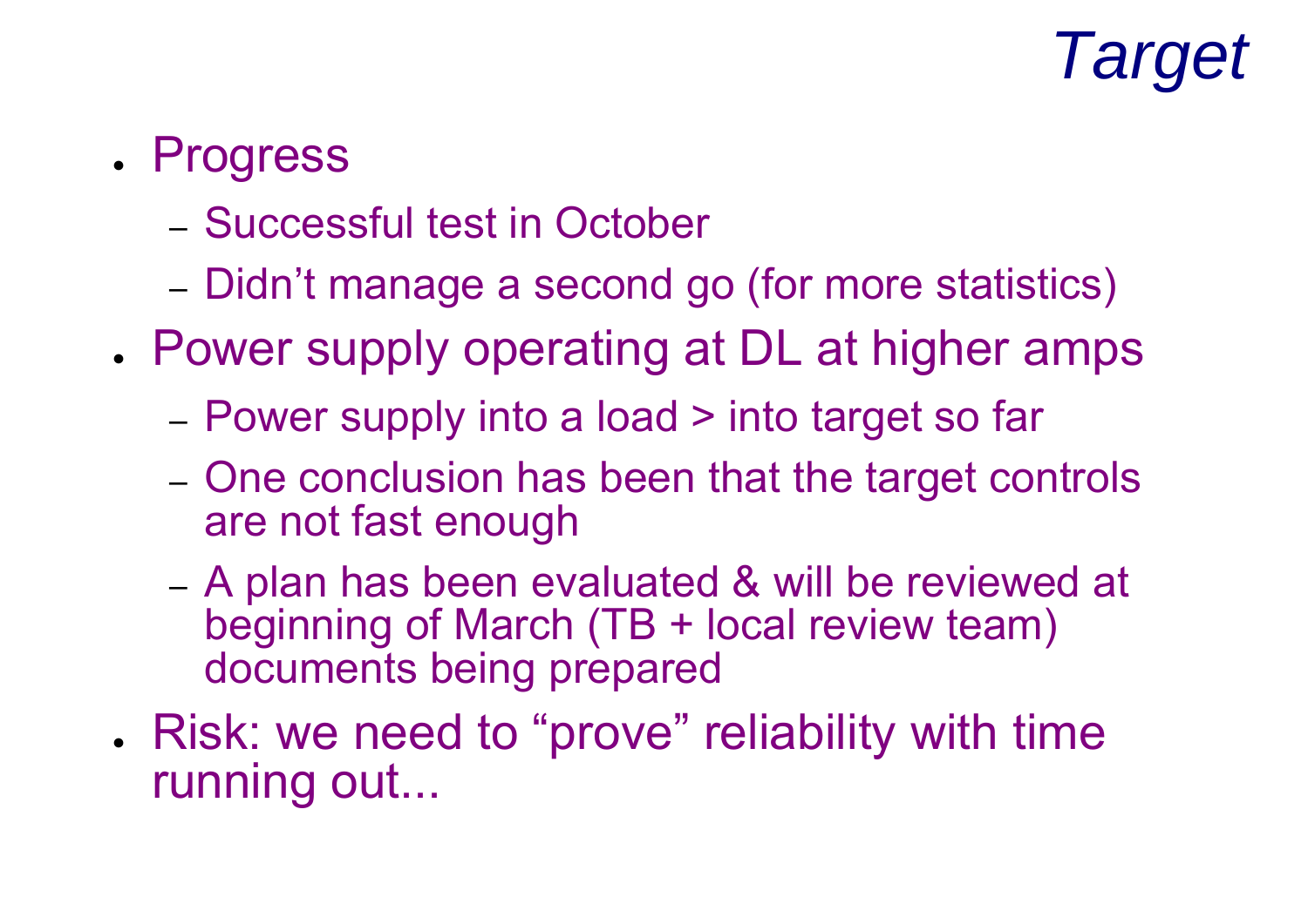# *Target*

- Progress
  - Successful test in October
  - Didn’t manage a second go (for more statistics)
- Power supply operating at DL at higher amps
  - Power supply into a load > into target so far
  - One conclusion has been that the target controls are not fast enough
  - A plan has been evaluated & will be reviewed at beginning of March (TB + local review team) documents being prepared
- Risk: we need to “prove” reliability with time running out...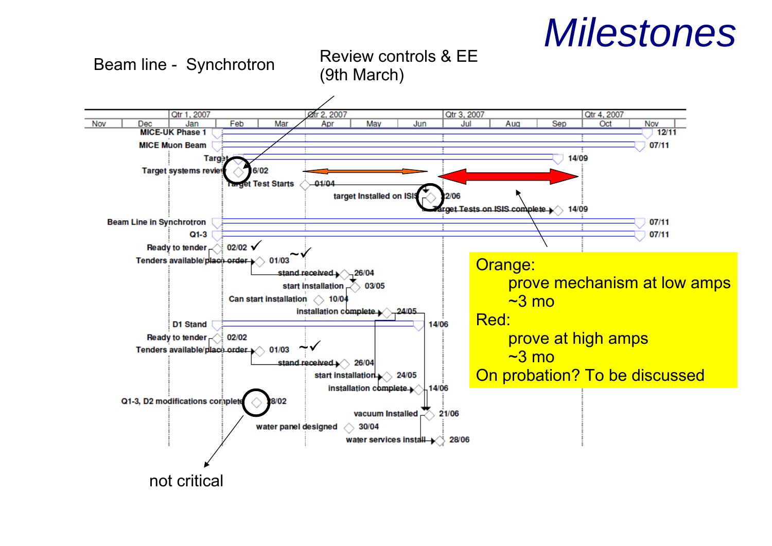# *Milestones*

Beam line - Synchrotron

Review controls & EE (9th March)

| Task | Date |
| --- | --- |
| MICE-UK Phase 1 | 12/11 |
| MICE Muon Beam | 07/11 |
| Target | 14/09 |
| Target systems review | 16/02 |
| Target Test Starts | 01/04 |
| target Installed on ISIS | 22/06 |
| Target Tests on ISIS complete | 14/09 |
| Beam Line in Synchrotron | 07/11 |
| Q1-3 | 07/11 |
| Ready to tender | 02/02 ✓ |
| Tenders available/place order | 01/03 ~✓ |
| stand received | 26/04 |
| start installation | 03/05 |
| Can start installation | 10/04 |
| installation complete | 24/05 |
| D1 Stand | 14/06 |
| Ready to tender | 02/02 |
| Tenders available/place order | 01/03 ~✓ |
| stand received | 26/04 |
| start installation | 24/05 |
| installation complete | 14/06 |
| Q1-3, D2 modifications complete | 28/02 |
| vacuum Installed | 21/06 |
| water panel designed | 30/04 |
| water services install | 28/06 |

Orange:
- prove mechanism at low amps
- ~3 mo

Red:
- prove at high amps
- ~3 mo

On probation? To be discussed

not critical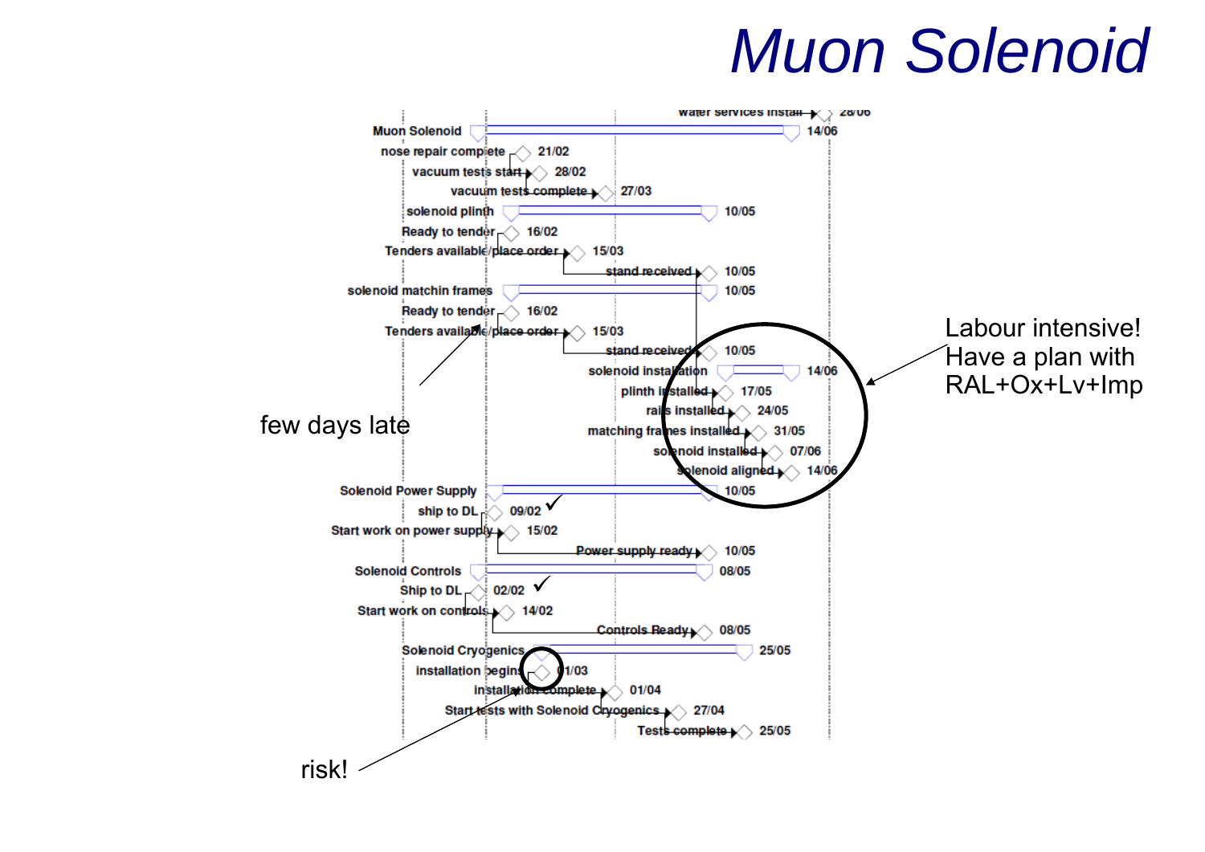# Muon Solenoid

| Task | Date |
|---|---|
| water services install | 28/06 |
| **Muon Solenoid** | 14/06 |
| nose repair complete | 21/02 |
| vacuum tests start | 28/02 |
| vacuum tests complete | 27/03 |
| solenoid plinth | 10/05 |
| Ready to tender | 16/02 |
| Tenders available/place order | 15/03 |
| stand received | 10/05 |
| solenoid matchin frames | 10/05 |
| Ready to tender | 16/02 |
| Tenders available/place order | 15/03 |
| stand received | 10/05 |
| solenoid installation | 14/06 |
| plinth installed | 17/05 |
| rails installed | 24/05 |
| matching frames installed | 31/05 |
| solenoid installed | 07/06 |
| solenoid aligned | 14/06 |
| Solenoid Power Supply | 10/05 |
| ship to DL | 09/02 ✓ |
| Start work on power supply | 15/02 |
| Power supply ready | 10/05 |
| Solenoid Controls | 08/05 |
| Ship to DL | 02/02 ✓ |
| Start work on controls | 14/02 |
| Controls Ready | 08/05 |
| Solenoid Cryogenics | 25/05 |
| installation begins | 01/03 |
| installation complete | 01/04 |
| Start tests with Solenoid Cryogenics | 27/04 |
| Tests complete | 25/05 |

few days late

Labour intensive! Have a plan with RAL+Ox+Lv+Imp

risk!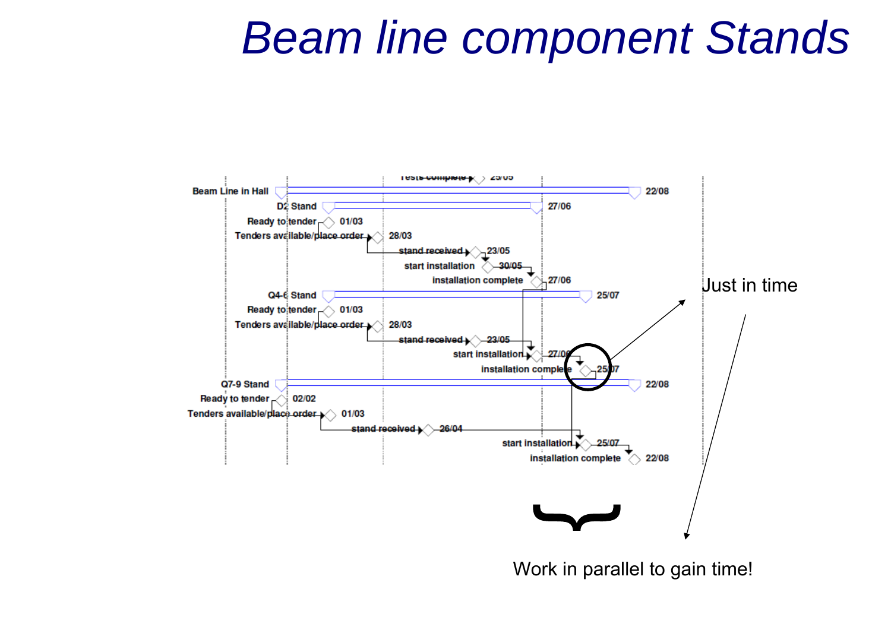# Beam line component Stands

| Task | Date |
|---|---|
| Tests complete | 25/05 |
| Beam Line in Hall | 22/08 |
| D2 Stand | 27/06 |
| Ready to tender | 01/03 |
| Tenders available/place order | 28/03 |
| stand received | 23/05 |
| start installation | 30/05 |
| installation complete | 27/06 |
| Q4-6 Stand | 25/07 |
| Ready to tender | 01/03 |
| Tenders available/place order | 28/03 |
| stand received | 23/05 |
| start installation | 27/06 |
| installation complete | 25/07 |
| Q7-9 Stand | 22/08 |
| Ready to tender | 02/02 |
| Tenders available/place order | 01/03 |
| stand received | 26/04 |
| start installation | 25/07 |
| installation complete | 22/08 |

Just in time

Work in parallel to gain time!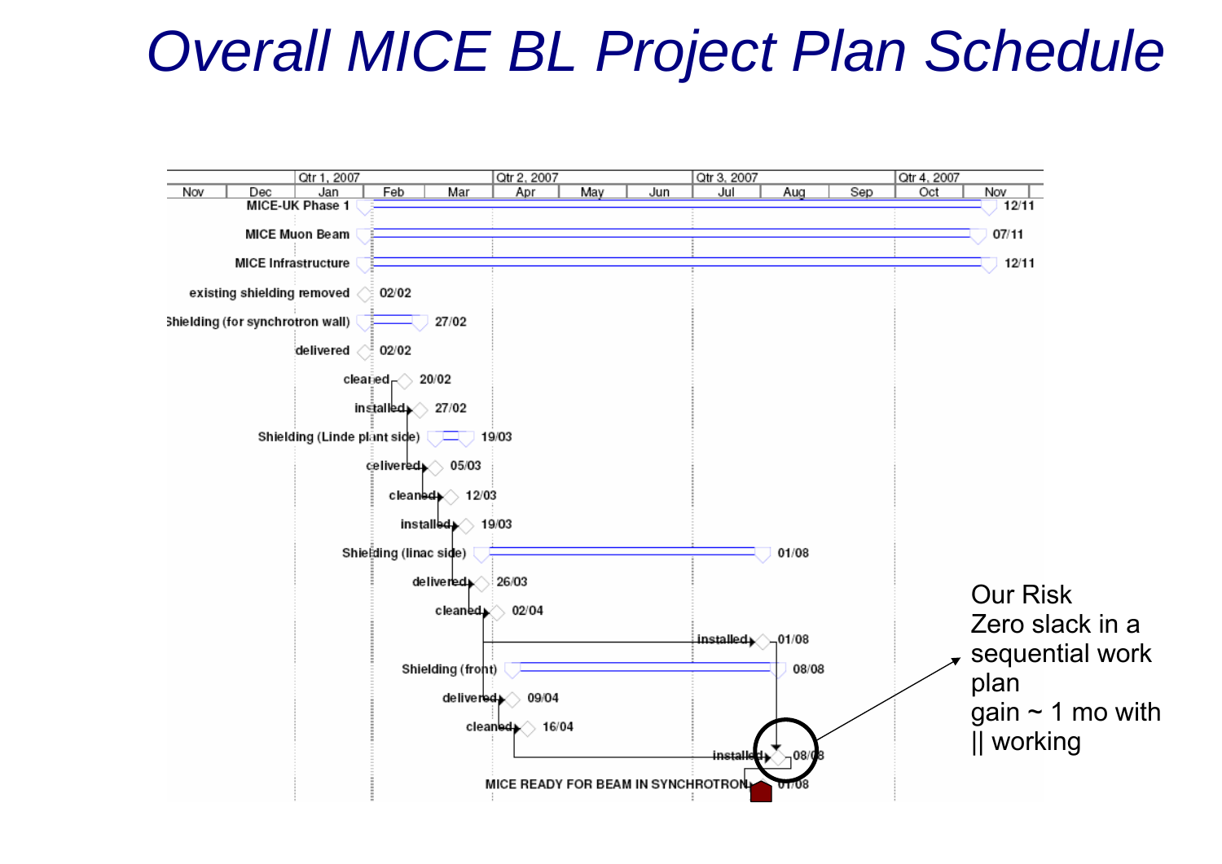# Overall MICE BL Project Plan Schedule

| Task | Date |
|---|---|
| MICE-UK Phase 1 | 12/11 |
| MICE Muon Beam | 07/11 |
| MICE Infrastructure | 12/11 |
| existing shielding removed | 02/02 |
| Shielding (for synchrotron wall) | 27/02 |
| delivered | 02/02 |
| cleaned | 20/02 |
| installed | 27/02 |
| Shielding (Linde plant side) | 19/03 |
| delivered | 05/03 |
| cleaned | 12/03 |
| installed | 19/03 |
| Shielding (linac side) | 01/08 |
| delivered | 26/03 |
| cleaned | 02/04 |
| installed | 01/08 |
| Shielding (front) | 08/08 |
| delivered | 09/04 |
| cleaned | 16/04 |
| installed | 08/08 |
| MICE READY FOR BEAM IN SYNCHROTRON | 01/08 |

Our Risk
Zero slack in a sequential work plan
gain ~ 1 mo with || working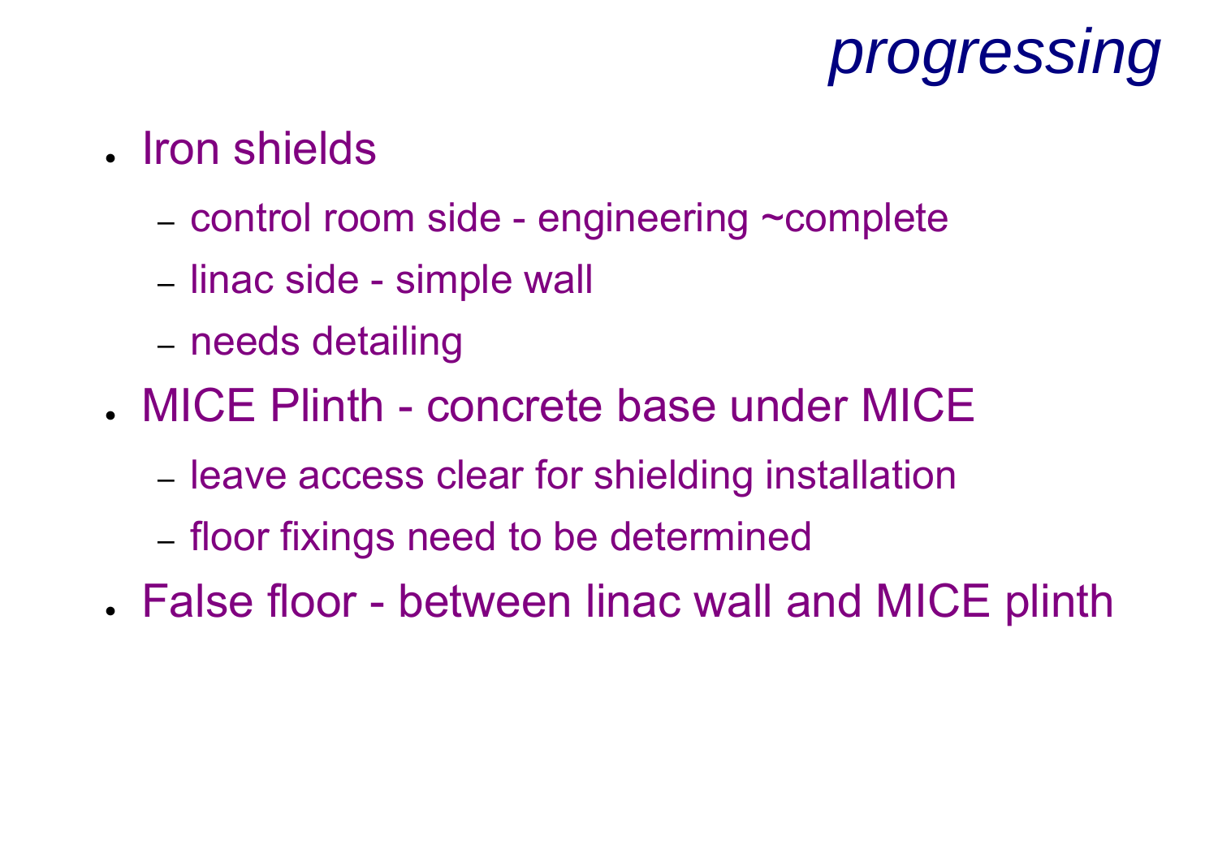# *progressing*

- Iron shields
  - control room side - engineering ~complete
  - linac side - simple wall
  - needs detailing
- MICE Plinth - concrete base under MICE
  - leave access clear for shielding installation
  - floor fixings need to be determined
- False floor - between linac wall and MICE plinth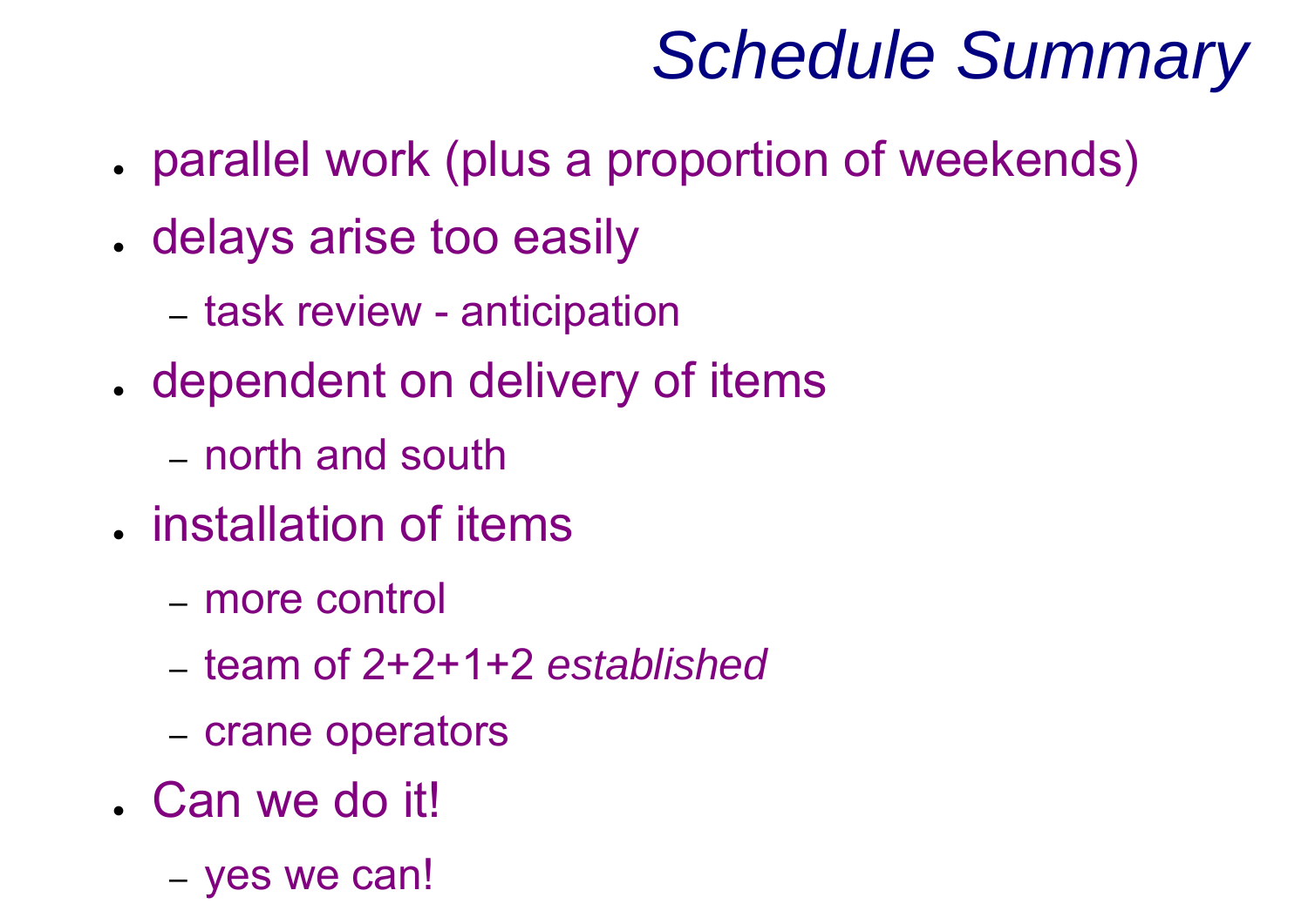# *Schedule Summary*

- parallel work (plus a proportion of weekends)
- delays arise too easily
  - task review - anticipation
- dependent on delivery of items
  - north and south
- installation of items
  - more control
  - team of 2+2+1+2 *established*
  - crane operators
- Can we do it!
  - yes we can!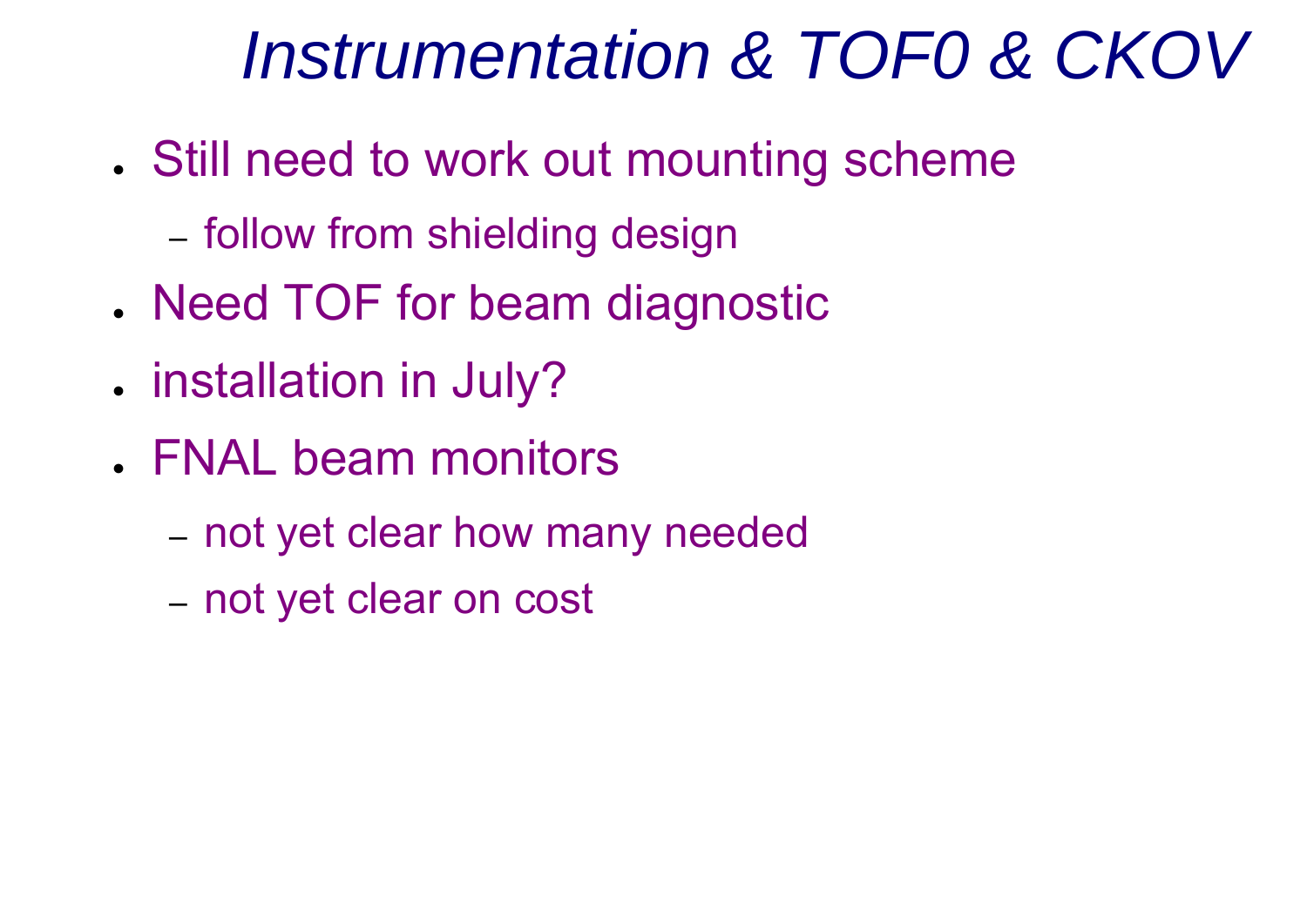# *Instrumentation & TOF0 & CKOV*

- Still need to work out mounting scheme
  - follow from shielding design
- Need TOF for beam diagnostic
- installation in July?
- FNAL beam monitors
  - not yet clear how many needed
  - not yet clear on cost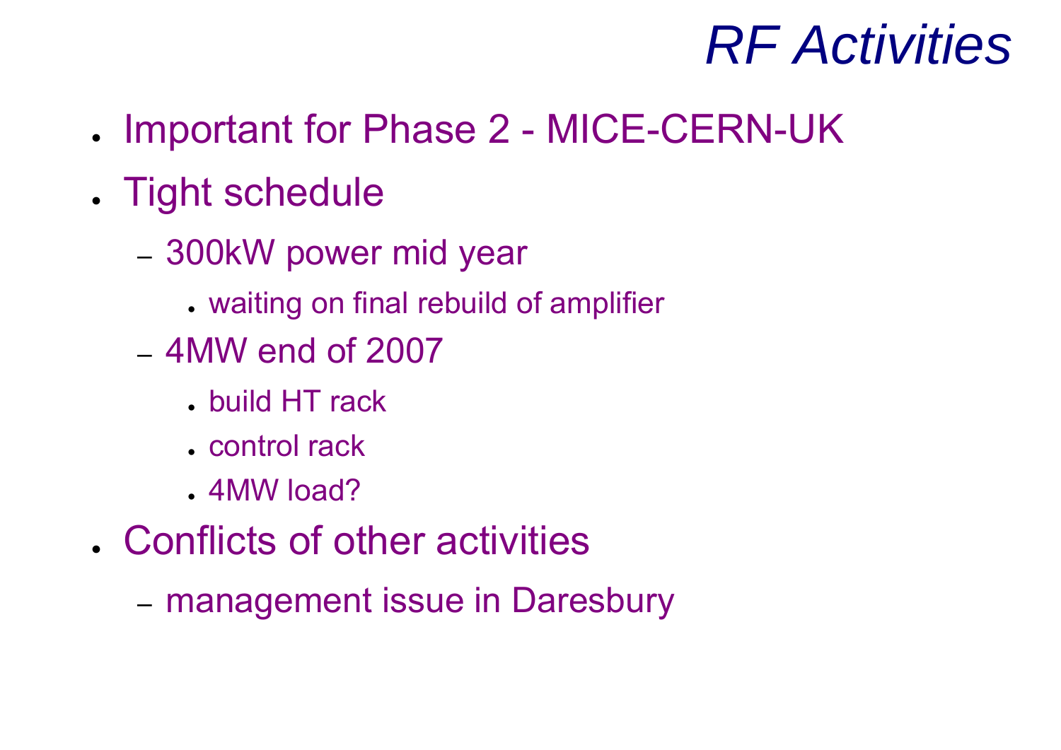# RF Activities

- Important for Phase 2 - MICE-CERN-UK
- Tight schedule
  - 300kW power mid year
    - waiting on final rebuild of amplifier
  - 4MW end of 2007
    - build HT rack
    - control rack
    - 4MW load?
- Conflicts of other activities
  - management issue in Daresbury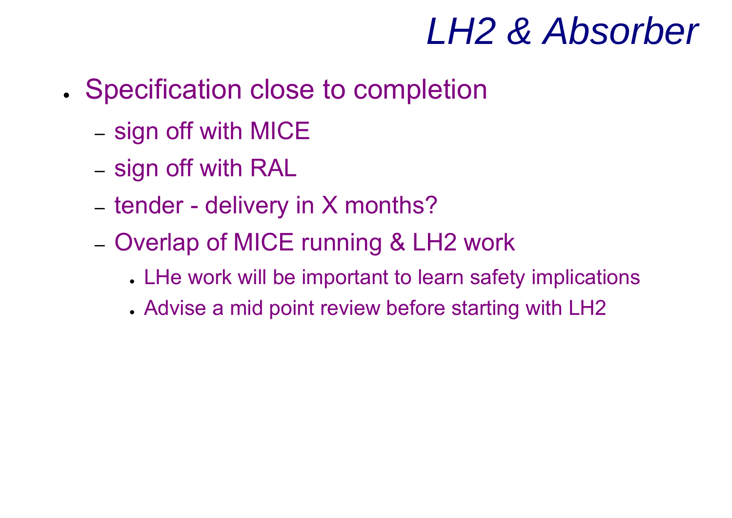# *LH2 & Absorber*

- Specification close to completion
  - sign off with MICE
  - sign off with RAL
  - tender - delivery in X months?
  - Overlap of MICE running & LH2 work
    - LHe work will be important to learn safety implications
    - Advise a mid point review before starting with LH2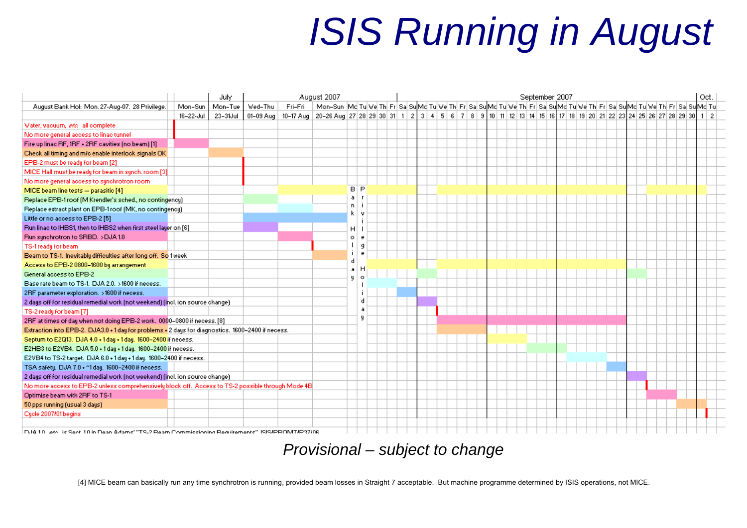# ISIS Running in August

| August Bank Hol: Mon. 27-Aug-07. 28 Privilege. | July | | August 2007 | | | | | | | | | | | September 2007 | | | | | | | | | | | | | | | | | | | | | | | | | | | | | | | | Oct. | |
|---|---|---|---|---|---|---|---|---|---|---|---|---|---|---|---|---|---|---|---|---|---|---|---|---|---|---|---|---|---|---|---|---|---|---|---|---|---|---|---|---|---|---|---|---|---|
| | Mon–Sun | Mon–Tue | Wed–Thu | Fri–Fri | Mon–Sun | Mo | Tu | We | Th | Fr | Sa | Su | Mo | Tu | We | Th | Fr | Sa | Su | Mo | Tu | We | Th | Fr | Sa | Su | Mo | Tu | We | Th | Fr | Sa | Su | Mo | Tu | We | Th | Fr | Sa | Su | Mo | Tu |
| | 16–22-Jul | 23–31Jul | 01–09 Aug | 10–17 Aug | 20–26 Aug | 27 | 28 | 29 | 30 | 31 | 1 | 2 | 3 | 4 | 5 | 6 | 7 | 8 | 9 | 10 | 11 | 12 | 13 | 14 | 15 | 16 | 17 | 18 | 19 | 20 | 21 | 22 | 23 | 24 | 25 | 26 | 27 | 28 | 29 | 30 | 1 | 2 |

Tasks (in order):

- Water, vacuum, *etc.* all complete
- No more general access to linac tunnel
- Fire up linac RF, 1RF + 2RF cavities (no beam) [1]
- Check all timing and m/c enable interlock signals OK
- EPB-2 must be ready for beam [2]
- MICE Hall must be ready for beam in synch. room [3]
- No more general access to synchrotron room
- MICE beam line tests — parasitic [4]
- Replace EPB-1 roof (M Krendler's sched., no contingency)
- Replace extract plant on EPB-1 roof (MK, no contingency)
- Little or no access to EPB-2 [5]
- Run linac to IHBS1, then to IHBS2 when first steel layer on [6]
- Run synchrotron to SRBD. >DJA 1.0
- TS-1 ready for beam
- Beam to TS-1. Inevitably difficulties after long off. So 1 week
- Access to EPB-2 0800–1600 by arrangement
- General access to EPB-2
- Base rate beam to TS-1. DJA 2.0. >1600 if necess.
- 2RF parameter exploration. >1600 if necess.
- 2 days off for residual remedial work (not weekend) (incl. ion source change)
- TS-2 ready for beam [7]
- 2RF at times of day when not doing EPB-2 work. 0000–0800 if necess. [8]
- Extraction into EPB-2. DJA3.0 + 1 day for problems + 2 days for diagnostics. 1600–2400 if necess.
- Septum to E2Q13. DJA 4.0 + 1 day + 1 day. 1600–2400 if necess.
- E2HB3 to E2VB4. DJA 5.0 + 1 day + 1 day. 1600–2400 if necess.
- E2VB4 to TS-2 target. DJA 6.0 + 1 day + 1 day. 1600–2400 if necess.
- TSA safety. DJA 7.0 + ~1 day. 1600–2400 if necess.
- 2 days off for residual remedial work (not weekend) (incl. ion source change)
- No more access to EPB-2 unless comprehensively block off. Access to TS-2 possible through Mode 4B
- Optimise beam with 2RF to TS-1
- 50 pps running (usual 3 days)
- Cycle 2007/01 begins

Bank Holiday (27 Aug) / Privilege Holiday (28 Aug)

DJA 1.0 *etc.* is Sect. 1.0 in Dean Adams' "TS-2 Beam Commissioning Requirements" ISIS/PROMT/P37/06

*Provisional – subject to change*

[4] MICE beam can basically run any time synchrotron is running, provided beam losses in Straight 7 acceptable. But machine programme determined by ISIS operations, not MICE.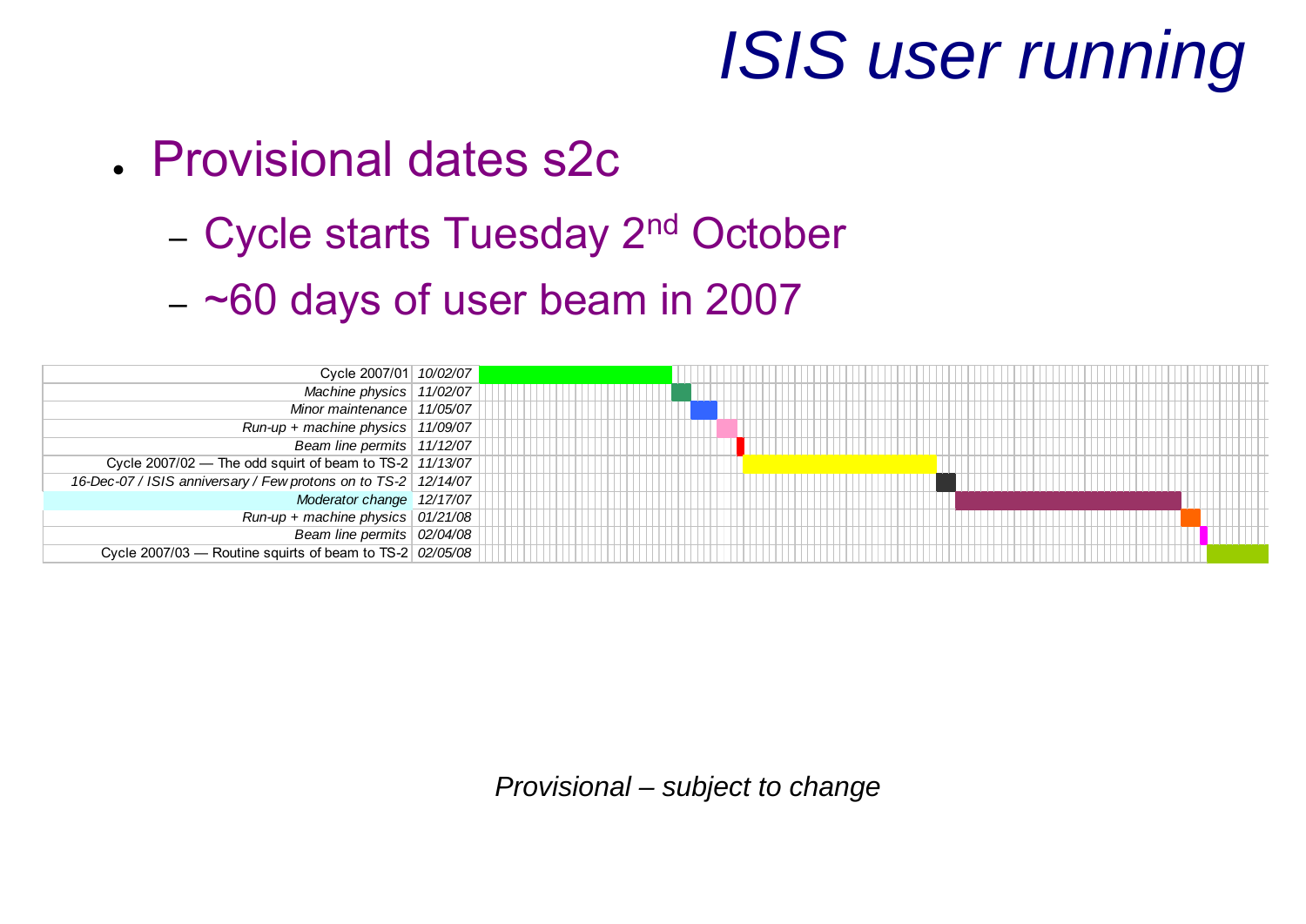# ISIS user running

- Provisional dates s2c
  - Cycle starts Tuesday 2nd October
  - ~60 days of user beam in 2007

| Task | Start date |
| --- | --- |
| Cycle 2007/01 | *10/02/07* |
| *Machine physics* | *11/02/07* |
| *Minor maintenance* | *11/05/07* |
| *Run-up + machine physics* | *11/09/07* |
| *Beam line permits* | *11/12/07* |
| Cycle 2007/02 — The odd squirt of beam to TS-2 | *11/13/07* |
| *16-Dec-07 / ISIS anniversary / Few protons on to TS-2* | *12/14/07* |
| *Moderator change* | *12/17/07* |
| *Run-up + machine physics* | *01/21/08* |
| *Beam line permits* | *02/04/08* |
| Cycle 2007/03 — Routine squirts of beam to TS-2 | *02/05/08* |

*Provisional – subject to change*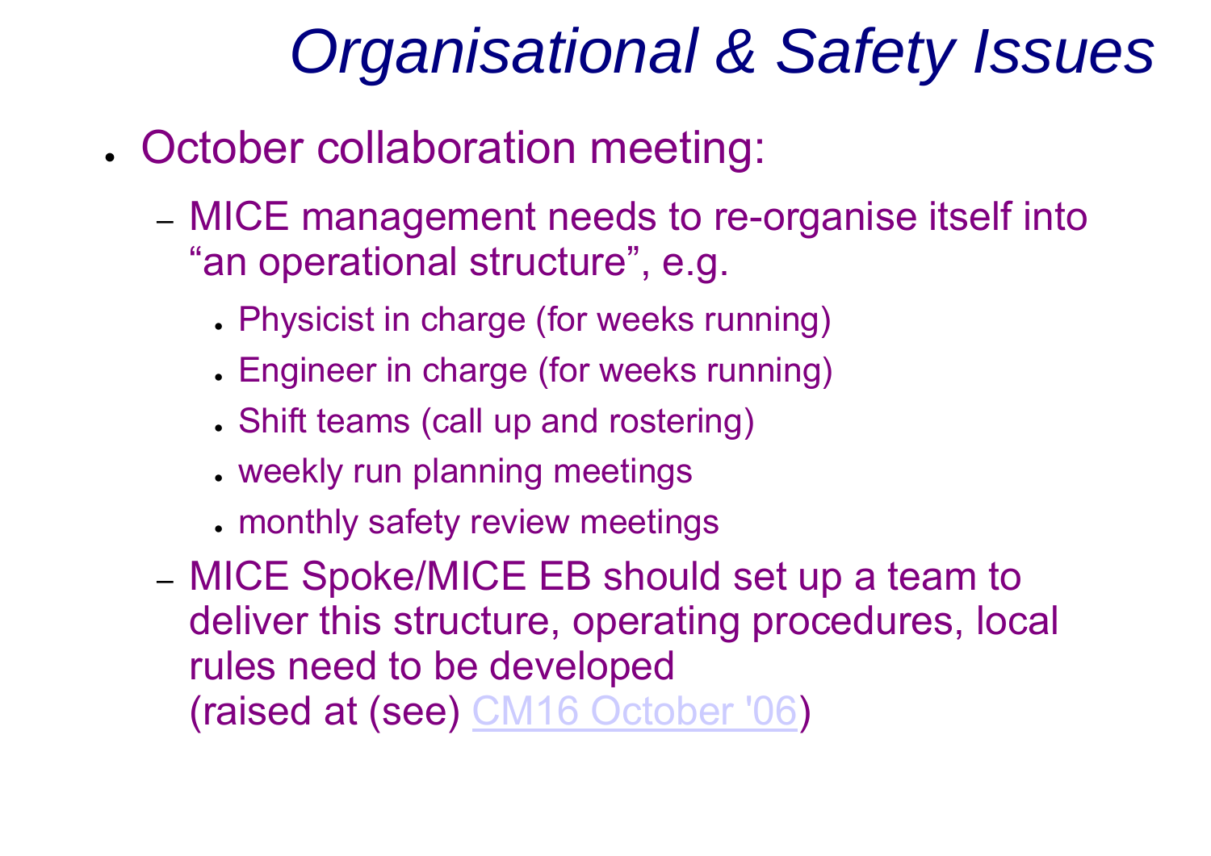# *Organisational & Safety Issues*

- October collaboration meeting:
  - MICE management needs to re-organise itself into “an operational structure”, e.g.
    - Physicist in charge (for weeks running)
    - Engineer in charge (for weeks running)
    - Shift teams (call up and rostering)
    - weekly run planning meetings
    - monthly safety review meetings
  - MICE Spoke/MICE EB should set up a team to deliver this structure, operating procedures, local rules need to be developed (raised at (see) CM16 October '06)